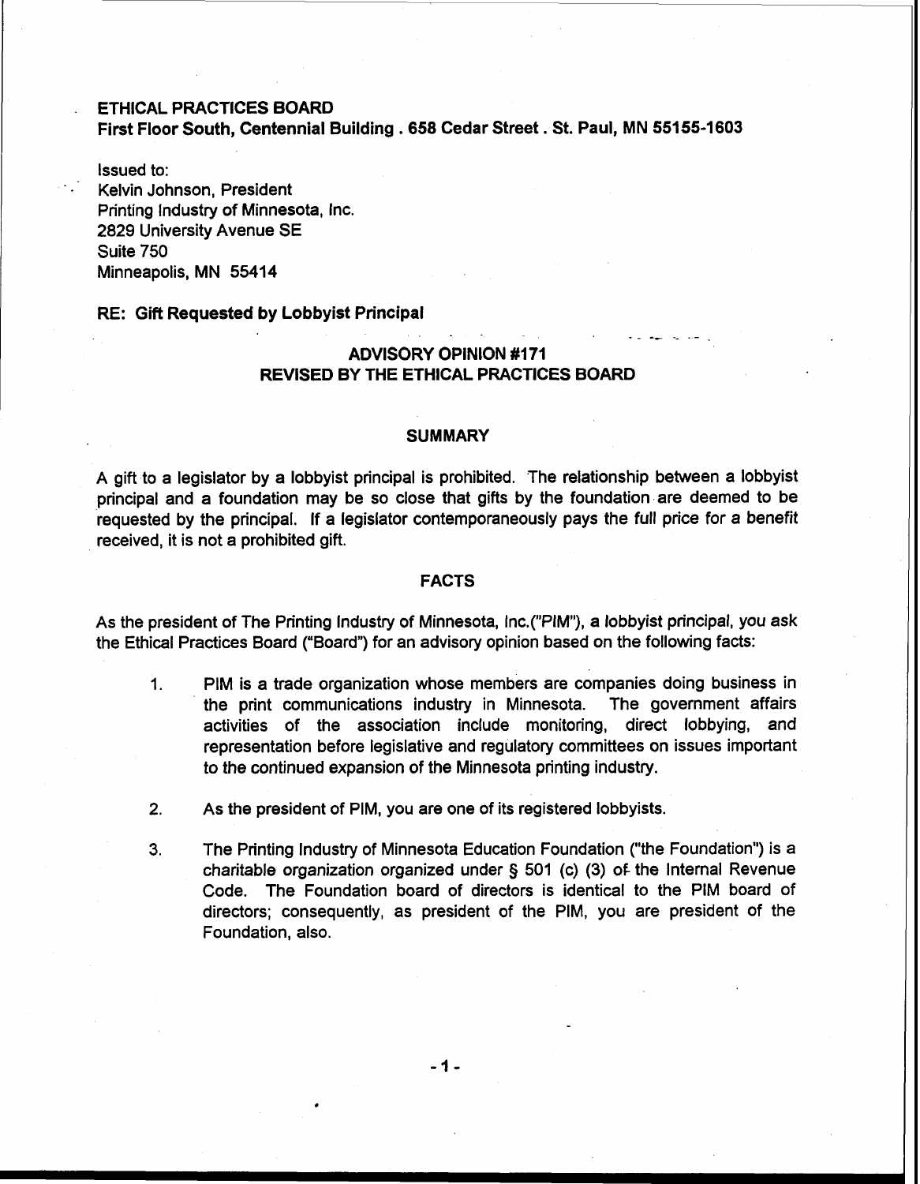**ETHICAL PRACTICES BOARD**
**First Floor South, Centennial Building . 658 Cedar Street . St. Paul, MN 55155-1603**

Issued to:
Kelvin Johnson, President
Printing Industry of Minnesota, Inc.
2829 University Avenue SE
Suite 750
Minneapolis, MN 55414

**RE: Gift Requested by Lobbyist Principal**

## ADVISORY OPINION #171
## REVISED BY THE ETHICAL PRACTICES BOARD

### SUMMARY

A gift to a legislator by a lobbyist principal is prohibited. The relationship between a lobbyist principal and a foundation may be so close that gifts by the foundation are deemed to be requested by the principal. If a legislator contemporaneously pays the full price for a benefit received, it is not a prohibited gift.

### FACTS

As the president of The Printing Industry of Minnesota, Inc.("PIM"), a lobbyist principal, you ask the Ethical Practices Board ("Board") for an advisory opinion based on the following facts:

1. PIM is a trade organization whose members are companies doing business in the print communications industry in Minnesota. The government affairs activities of the association include monitoring, direct lobbying, and representation before legislative and regulatory committees on issues important to the continued expansion of the Minnesota printing industry.

2. As the president of PIM, you are one of its registered lobbyists.

3. The Printing Industry of Minnesota Education Foundation ("the Foundation") is a charitable organization organized under § 501 (c) (3) of the Internal Revenue Code. The Foundation board of directors is identical to the PIM board of directors; consequently, as president of the PIM, you are president of the Foundation, also.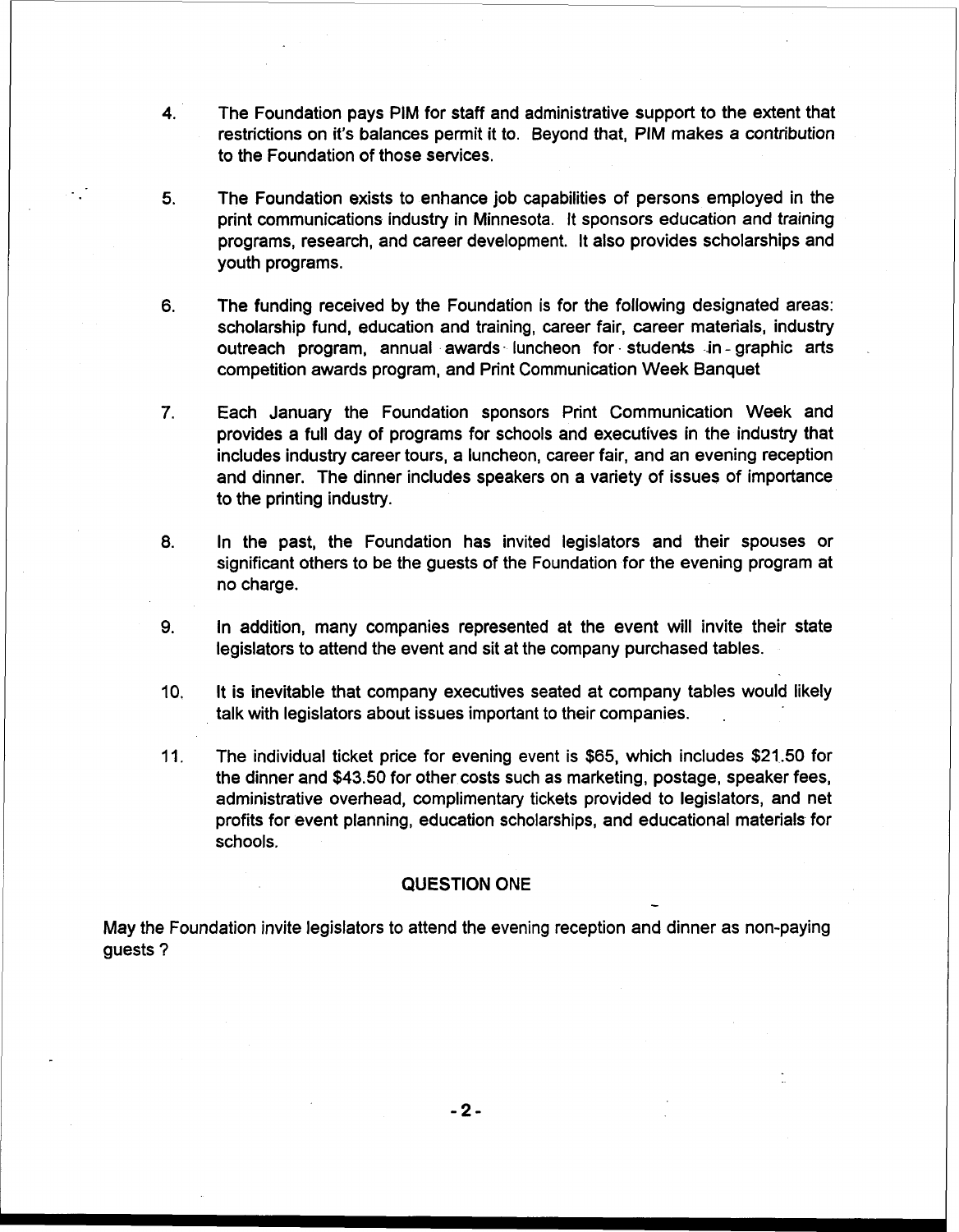4. The Foundation pays PIM for staff and administrative support to the extent that restrictions on it's balances permit it to. Beyond that, PIM makes a contribution to the Foundation of those services.

5. The Foundation exists to enhance job capabilities of persons employed in the print communications industry in Minnesota. It sponsors education and training programs, research, and career development. It also provides scholarships and youth programs.

6. The funding received by the Foundation is for the following designated areas: scholarship fund, education and training, career fair, career materials, industry outreach program, annual awards luncheon for students in graphic arts competition awards program, and Print Communication Week Banquet

7. Each January the Foundation sponsors Print Communication Week and provides a full day of programs for schools and executives in the industry that includes industry career tours, a luncheon, career fair, and an evening reception and dinner. The dinner includes speakers on a variety of issues of importance to the printing industry.

8. In the past, the Foundation has invited legislators and their spouses or significant others to be the guests of the Foundation for the evening program at no charge.

9. In addition, many companies represented at the event will invite their state legislators to attend the event and sit at the company purchased tables.

10. It is inevitable that company executives seated at company tables would likely talk with legislators about issues important to their companies.

11. The individual ticket price for evening event is $65, which includes $21.50 for the dinner and $43.50 for other costs such as marketing, postage, speaker fees, administrative overhead, complimentary tickets provided to legislators, and net profits for event planning, education scholarships, and educational materials for schools.

## QUESTION ONE

May the Foundation invite legislators to attend the evening reception and dinner as non-paying guests ?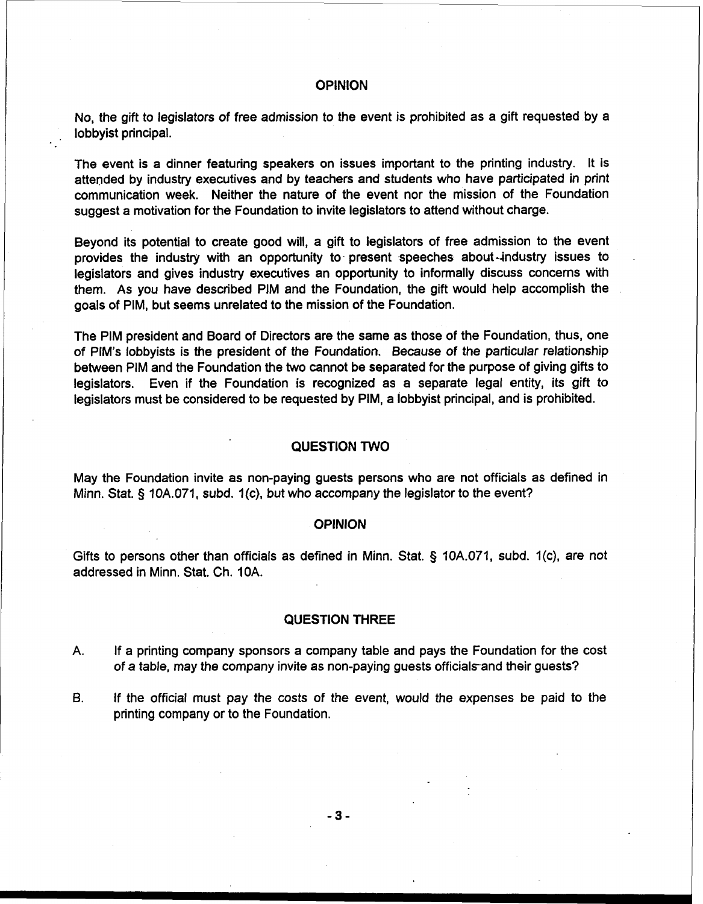## OPINION

No, the gift to legislators of free admission to the event is prohibited as a gift requested by a lobbyist principal.

The event is a dinner featuring speakers on issues important to the printing industry. It is attended by industry executives and by teachers and students who have participated in print communication week. Neither the nature of the event nor the mission of the Foundation suggest a motivation for the Foundation to invite legislators to attend without charge.

Beyond its potential to create good will, a gift to legislators of free admission to the event provides the industry with an opportunity to present speeches about industry issues to legislators and gives industry executives an opportunity to informally discuss concerns with them. As you have described PIM and the Foundation, the gift would help accomplish the goals of PIM, but seems unrelated to the mission of the Foundation.

The PIM president and Board of Directors are the same as those of the Foundation, thus, one of PIM's lobbyists is the president of the Foundation. Because of the particular relationship between PIM and the Foundation the two cannot be separated for the purpose of giving gifts to legislators. Even if the Foundation is recognized as a separate legal entity, its gift to legislators must be considered to be requested by PIM, a lobbyist principal, and is prohibited.

## QUESTION TWO

May the Foundation invite as non-paying guests persons who are not officials as defined in Minn. Stat. § 10A.071, subd. 1(c), but who accompany the legislator to the event?

## OPINION

Gifts to persons other than officials as defined in Minn. Stat. § 10A.071, subd. 1(c), are not addressed in Minn. Stat. Ch. 10A.

## QUESTION THREE

A. If a printing company sponsors a company table and pays the Foundation for the cost of a table, may the company invite as non-paying guests officials and their guests?

B. If the official must pay the costs of the event, would the expenses be paid to the printing company or to the Foundation.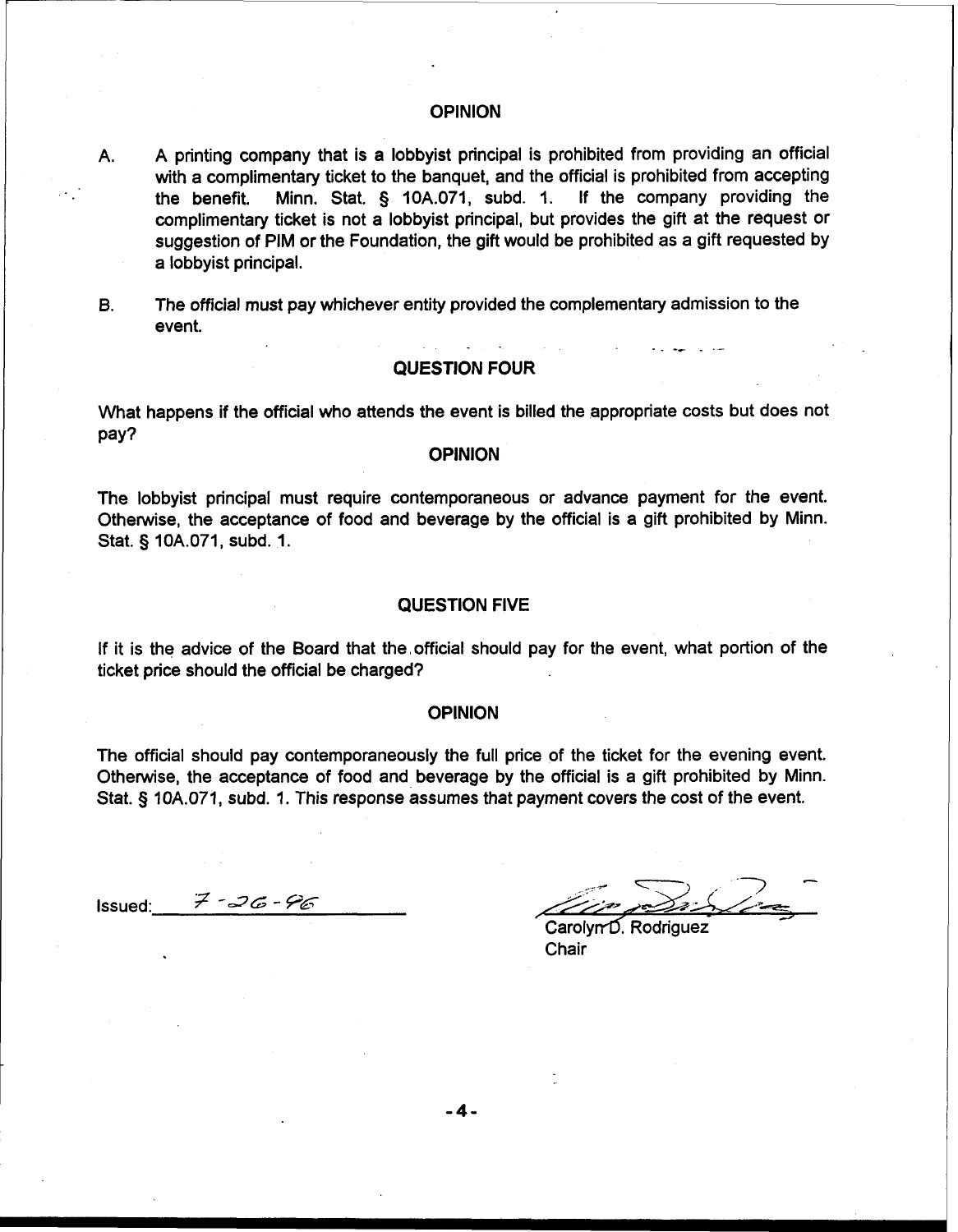## OPINION

A. A printing company that is a lobbyist principal is prohibited from providing an official with a complimentary ticket to the banquet, and the official is prohibited from accepting the benefit. Minn. Stat. § 10A.071, subd. 1. If the company providing the complimentary ticket is not a lobbyist principal, but provides the gift at the request or suggestion of PIM or the Foundation, the gift would be prohibited as a gift requested by a lobbyist principal.

B. The official must pay whichever entity provided the complementary admission to the event.

## QUESTION FOUR

What happens if the official who attends the event is billed the appropriate costs but does not pay?

## OPINION

The lobbyist principal must require contemporaneous or advance payment for the event. Otherwise, the acceptance of food and beverage by the official is a gift prohibited by Minn. Stat. § 10A.071, subd. 1.

## QUESTION FIVE

If it is the advice of the Board that the official should pay for the event, what portion of the ticket price should the official be charged?

## OPINION

The official should pay contemporaneously the full price of the ticket for the evening event. Otherwise, the acceptance of food and beverage by the official is a gift prohibited by Minn. Stat. § 10A.071, subd. 1. This response assumes that payment covers the cost of the event.

Issued: 7-26-96

Carolyn D. Rodriguez
Chair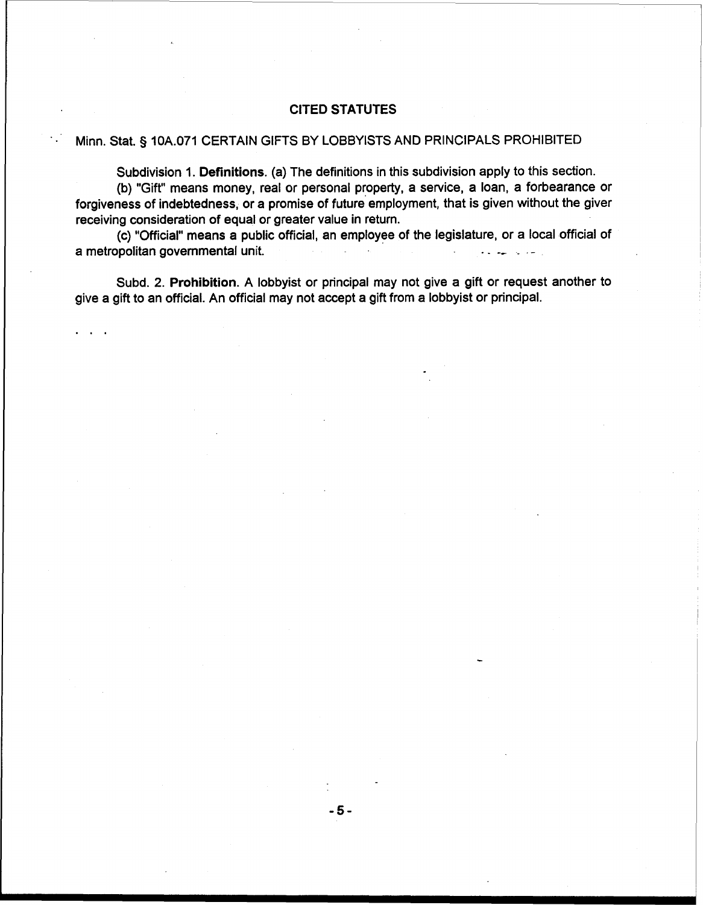## CITED STATUTES

Minn. Stat. § 10A.071 CERTAIN GIFTS BY LOBBYISTS AND PRINCIPALS PROHIBITED

Subdivision 1. **Definitions.** (a) The definitions in this subdivision apply to this section.

(b) "Gift" means money, real or personal property, a service, a loan, a forbearance or forgiveness of indebtedness, or a promise of future employment, that is given without the giver receiving consideration of equal or greater value in return.

(c) "Official" means a public official, an employee of the legislature, or a local official of a metropolitan governmental unit.

Subd. 2. **Prohibition.** A lobbyist or principal may not give a gift or request another to give a gift to an official. An official may not accept a gift from a lobbyist or principal.

. . .